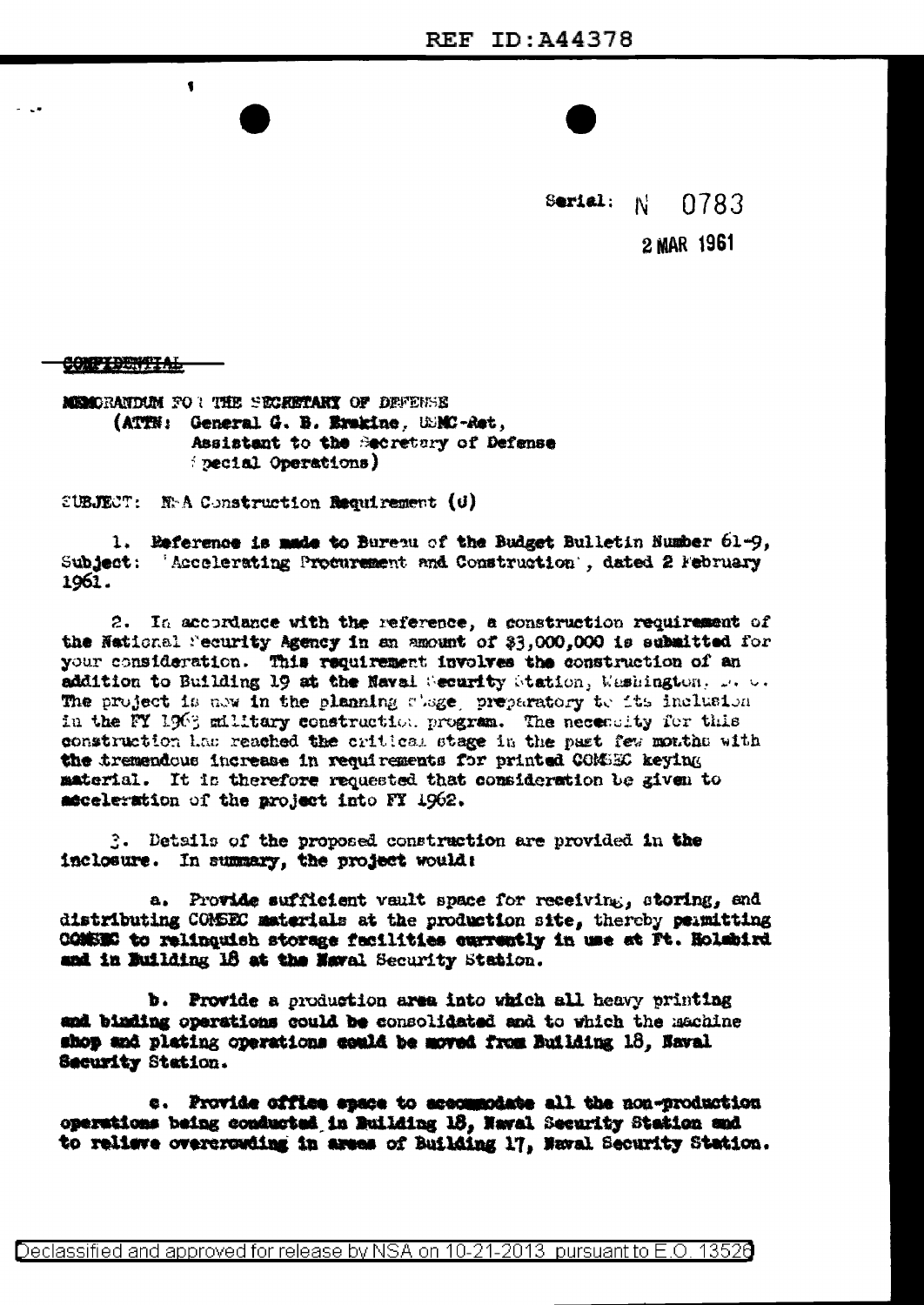REF ID:A44378

Serial: N 0783

2 MAR 1961

~~CONFIDENTIAL~~

MEMORANDUM FOR THE SECRETARY OF DEFENSE
(ATTN: General G. B. Erskine, USMC-Ret,
Assistant to the Secretary of Defense
(Special Operations)

SUBJECT: NSA Construction Requirement (U)

1. Reference is made to Bureau of the Budget Bulletin Number 61-9, Subject: 'Accelerating Procurement and Construction', dated 2 February 1961.

2. In accordance with the reference, a construction requirement of the National Security Agency in an amount of $3,000,000 is submitted for your consideration. This requirement involves the construction of an addition to Building 19 at the Naval Security Station, Washington, D. C. The project is now in the planning stage, preparatory to its inclusion in the FY 1963 military construction program. The necessity for this construction has reached the critical stage in the past few months with the tremendous increase in requirements for printed COMSEC keying material. It is therefore requested that consideration be given to acceleration of the project into FY 1962.

3. Details of the proposed construction are provided in the inclosure. In summary, the project would:

a. Provide sufficient vault space for receiving, storing, and distributing COMSEC materials at the production site, thereby permitting COMSEC to relinquish storage facilities currently in use at Ft. Holabird and in Building 18 at the Naval Security Station.

b. Provide a production area into which all heavy printing and binding operations could be consolidated and to which the machine shop and plating operations could be moved from Building 18, Naval Security Station.

c. Provide office space to accommodate all the non-production operations being conducted in Building 18, Naval Security Station and to relieve overcrowding in areas of Building 17, Naval Security Station.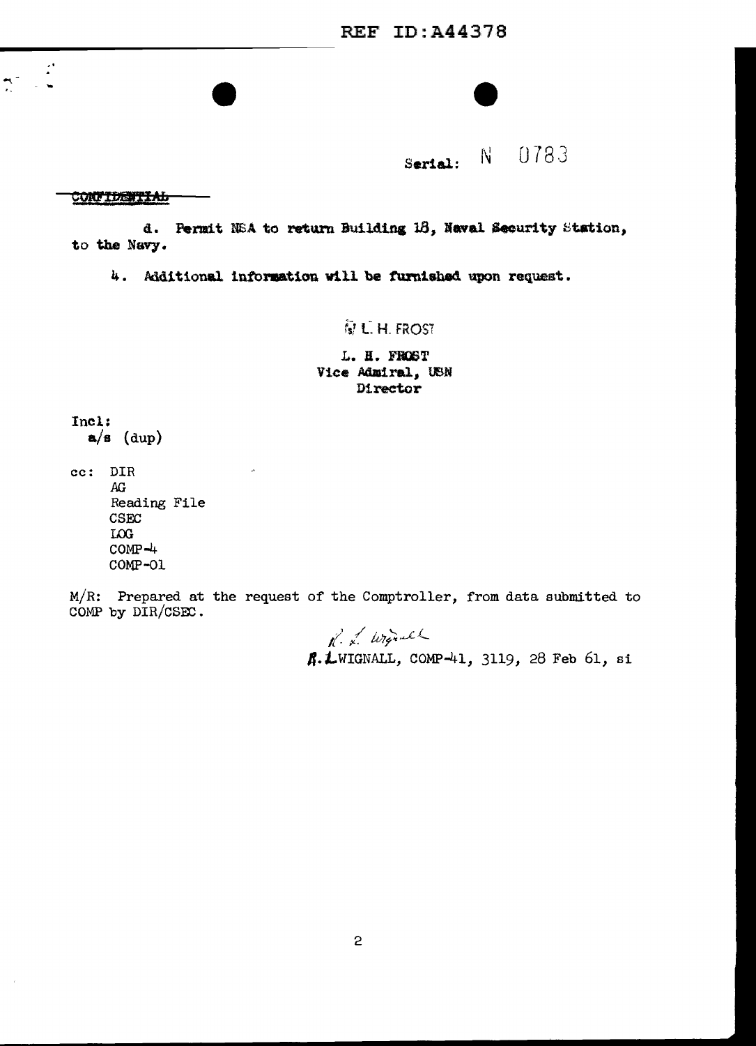Serial: N 0783

~~CONFIDENTIAL~~

d. Permit NSA to return Building 18, Naval Security Station, to the Navy.

4. Additional information will be furnished upon request.

/s/ L. H. FROST

L. H. FROST
Vice Admiral, USN
Director

Incl:
a/s (dup)

cc: DIR
AG
Reading File
CSEC
LOG
COMP-4
COMP-01

M/R: Prepared at the request of the Comptroller, from data submitted to COMP by DIR/CSEC.

R. L. Wignall

R. L. WIGNALL, COMP-41, 3119, 28 Feb 61, si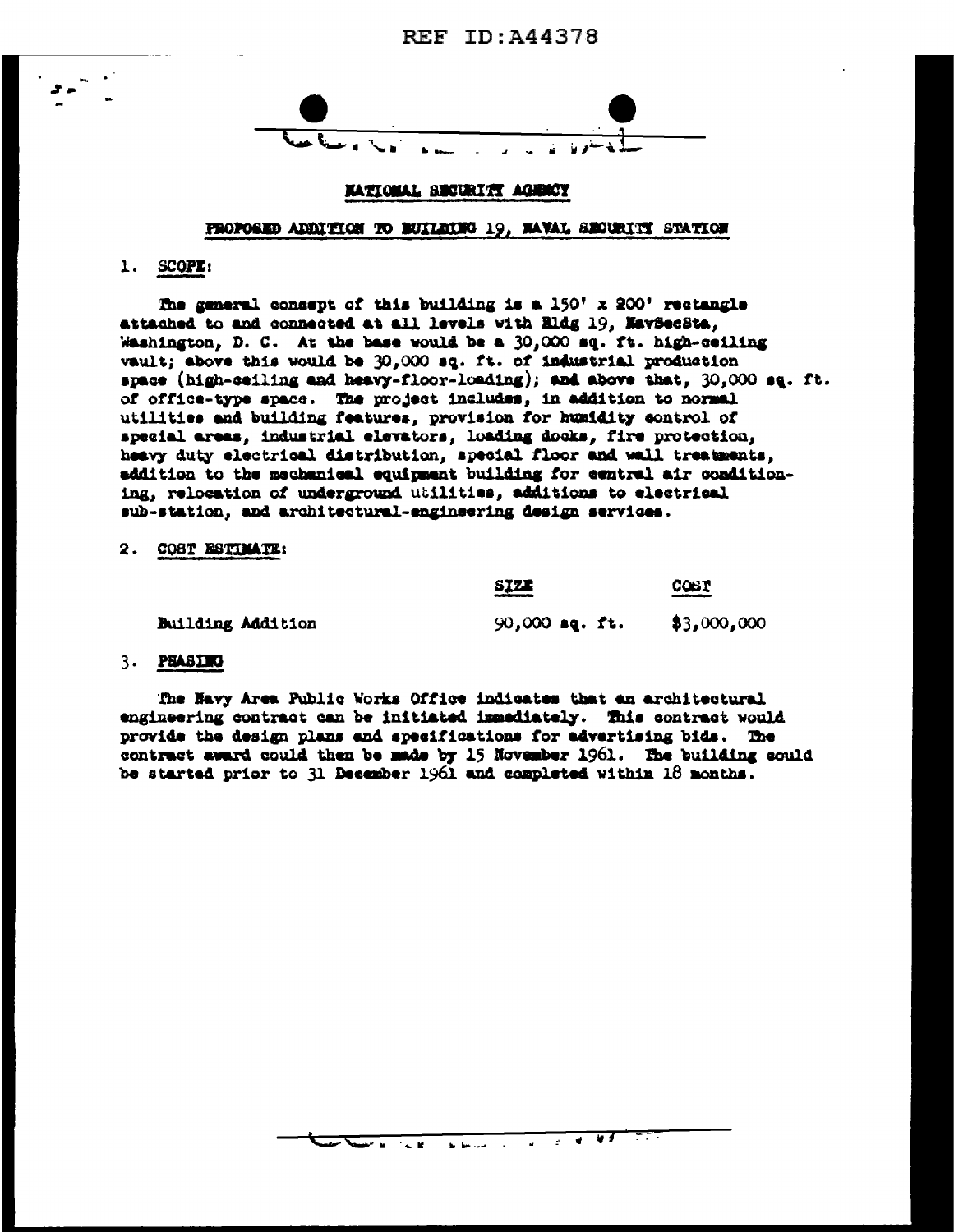## NATIONAL SECURITY AGENCY

### PROPOSED ADDITION TO BUILDING 19, NAVAL SECURITY STATION

1. SCOPE:

The general concept of this building is a 150' x 200' rectangle attached to and connected at all levels with Bldg 19, NavSecSta, Washington, D. C. At the base would be a 30,000 sq. ft. high-ceiling vault; above this would be 30,000 sq. ft. of industrial production space (high-ceiling and heavy-floor-loading); and above that, 30,000 sq. ft. of office-type space. The project includes, in addition to normal utilities and building features, provision for humidity control of special areas, industrial elevators, loading docks, fire protection, heavy duty electrical distribution, special floor and wall treatments, addition to the mechanical equipment building for central air conditioning, relocation of underground utilities, additions to electrical sub-station, and architectural-engineering design services.

2. COST ESTIMATE:

| | SIZE | COST |
|---|---|---|
| Building Addition | 90,000 sq. ft. | $3,000,000 |

3. PHASING

The Navy Area Public Works Office indicates that an architectural engineering contract can be initiated immediately. This contract would provide the design plans and specifications for advertising bids. The contract award could then be made by 15 November 1961. The building could be started prior to 31 December 1961 and completed within 18 months.